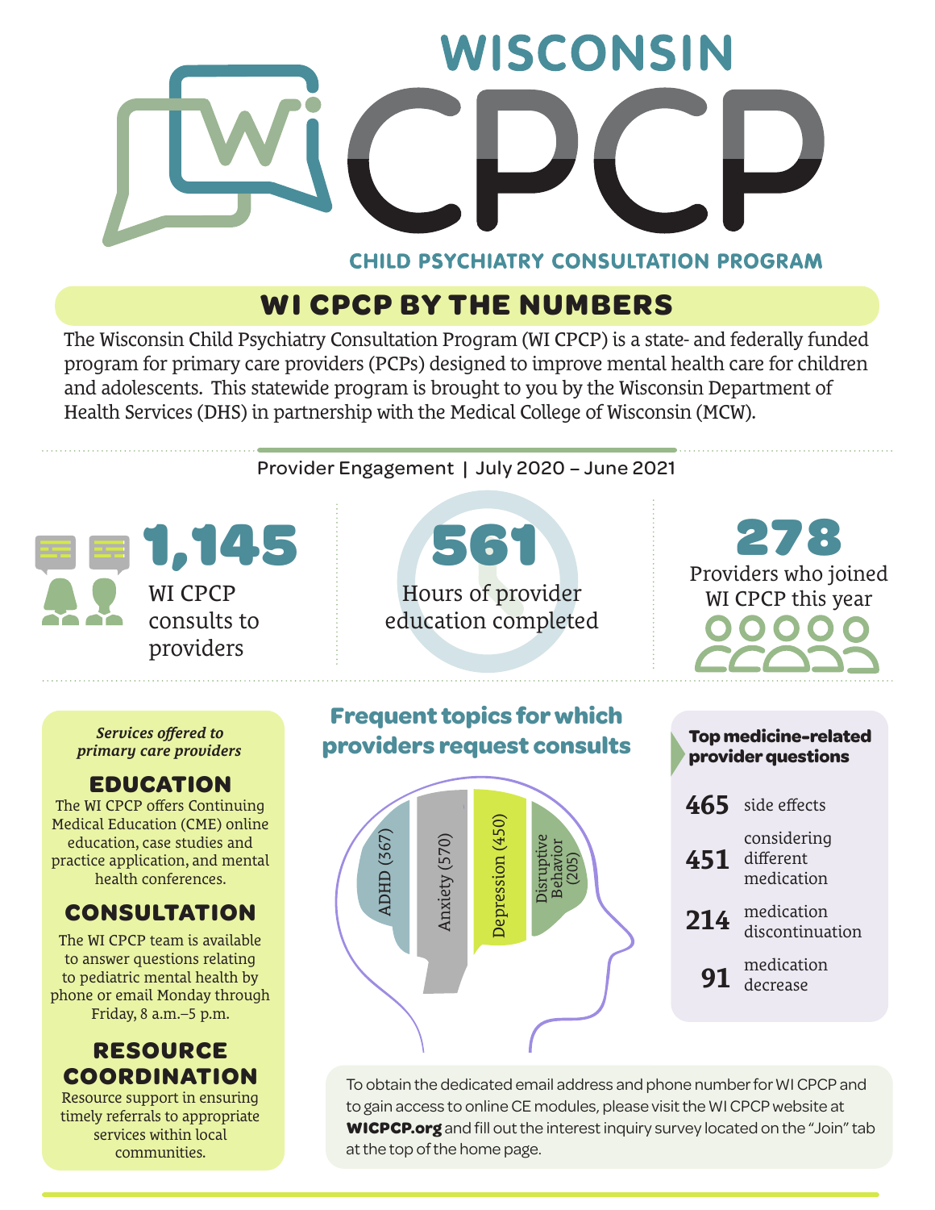# WISCONSIN CPCP

### CHILD PSYCHIATRY CONSULTATION PROGRAM

## WI CPCP BY THE NUMBERS

The Wisconsin Child Psychiatry Consultation Program (WI CPCP) is a state- and federally funded program for primary care providers (PCPs) designed to improve mental health care for children and adolescents. This statewide program is brought to you by the Wisconsin Department of Health Services (DHS) in partnership with the Medical College of Wisconsin (MCW).

Provider Engagement | July 2020 – June 2021

**1,145**
WI CPCP consults to providers

**561**
Hours of provider education completed

**278**
Providers who joined WI CPCP this year

*Services offered to primary care providers*

### EDUCATION

The WI CPCP offers Continuing Medical Education (CME) online education, case studies and practice application, and mental health conferences.

### CONSULTATION

The WI CPCP team is available to answer questions relating to pediatric mental health by phone or email Monday through Friday, 8 a.m.–5 p.m.

### RESOURCE COORDINATION

Resource support in ensuring timely referrals to appropriate services within local communities.

### Frequent topics for which providers request consults

ADHD (367)
Anxiety (570)
Depression (450)
Disruptive Behavior (205)

### Top medicine-related provider questions

**465** side effects

**451** considering different medication

**214** medication discontinuation

**91** medication decrease

To obtain the dedicated email address and phone number for WI CPCP and to gain access to online CE modules, please visit the WI CPCP website at **WICPCP.org** and fill out the interest inquiry survey located on the "Join" tab at the top of the home page.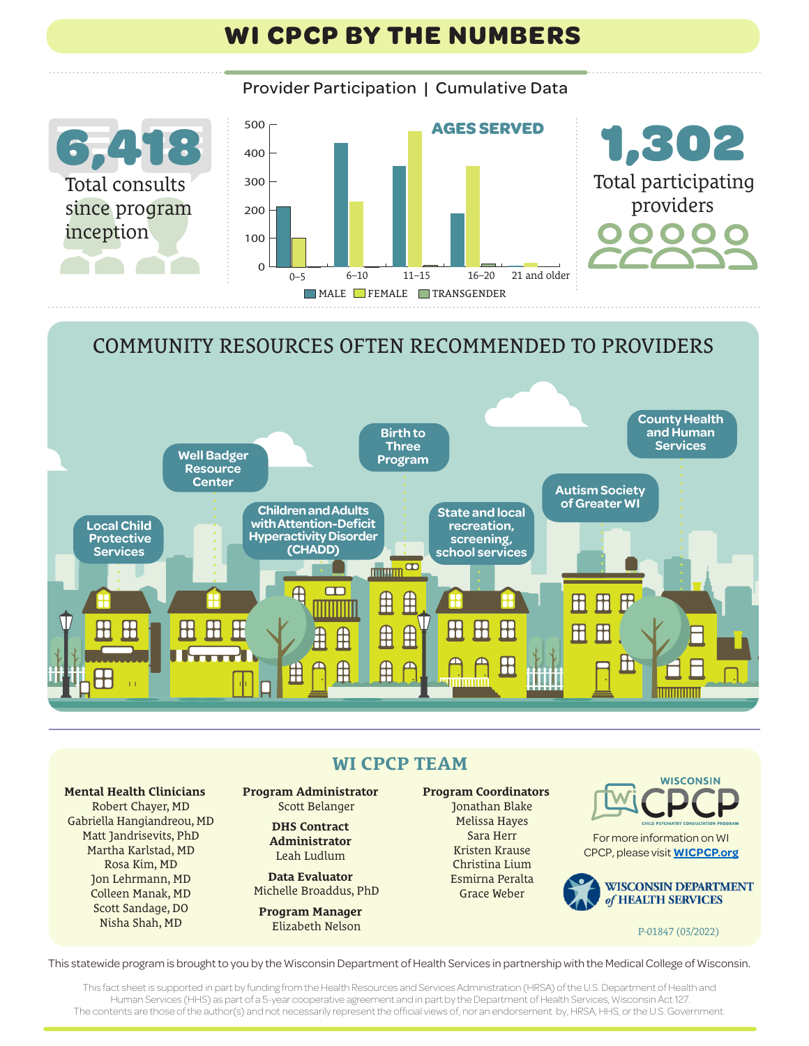# WI CPCP BY THE NUMBERS

Provider Participation | Cumulative Data

**6,418**
Total consults since program inception

AGES SERVED

500
400
300
200
100
0

0–5
6–10
11–15
16–20
21 and older

MALE FEMALE TRANSGENDER

**1,302**
Total participating providers

## COMMUNITY RESOURCES OFTEN RECOMMENDED TO PROVIDERS

- Local Child Protective Services
- Well Badger Resource Center
- Children and Adults with Attention-Deficit Hyperactivity Disorder (CHADD)
- Birth to Three Program
- State and local recreation, screening, school services
- Autism Society of Greater WI
- County Health and Human Services

## WI CPCP TEAM

**Mental Health Clinicians**
Robert Chayer, MD
Gabriella Hangiandreou, MD
Matt Jandrisevits, PhD
Martha Karlstad, MD
Rosa Kim, MD
Jon Lehrmann, MD
Colleen Manak, MD
Scott Sandage, DO
Nisha Shah, MD

**Program Administrator**
Scott Belanger

**DHS Contract Administrator**
Leah Ludlum

**Data Evaluator**
Michelle Broaddus, PhD

**Program Manager**
Elizabeth Nelson

**Program Coordinators**
Jonathan Blake
Melissa Hayes
Sara Herr
Kristen Krause
Christina Lium
Esmirna Peralta
Grace Weber

WISCONSIN CPCP
CHILD PSYCHIATRY CONSULTATION PROGRAM

For more information on WI CPCP, please visit **WICPCP.org**

WISCONSIN DEPARTMENT of HEALTH SERVICES

P-01847 (03/2022)

This statewide program is brought to you by the Wisconsin Department of Health Services in partnership with the Medical College of Wisconsin.

This fact sheet is supported in part by funding from the Health Resources and Services Administration (HRSA) of the U.S. Department of Health and Human Services (HHS) as part of a 5-year cooperative agreement and in part by the Department of Health Services, Wisconsin Act 127. The contents are those of the author(s) and not necessarily represent the official views of, nor an endorsement by, HRSA, HHS, or the U.S. Government.